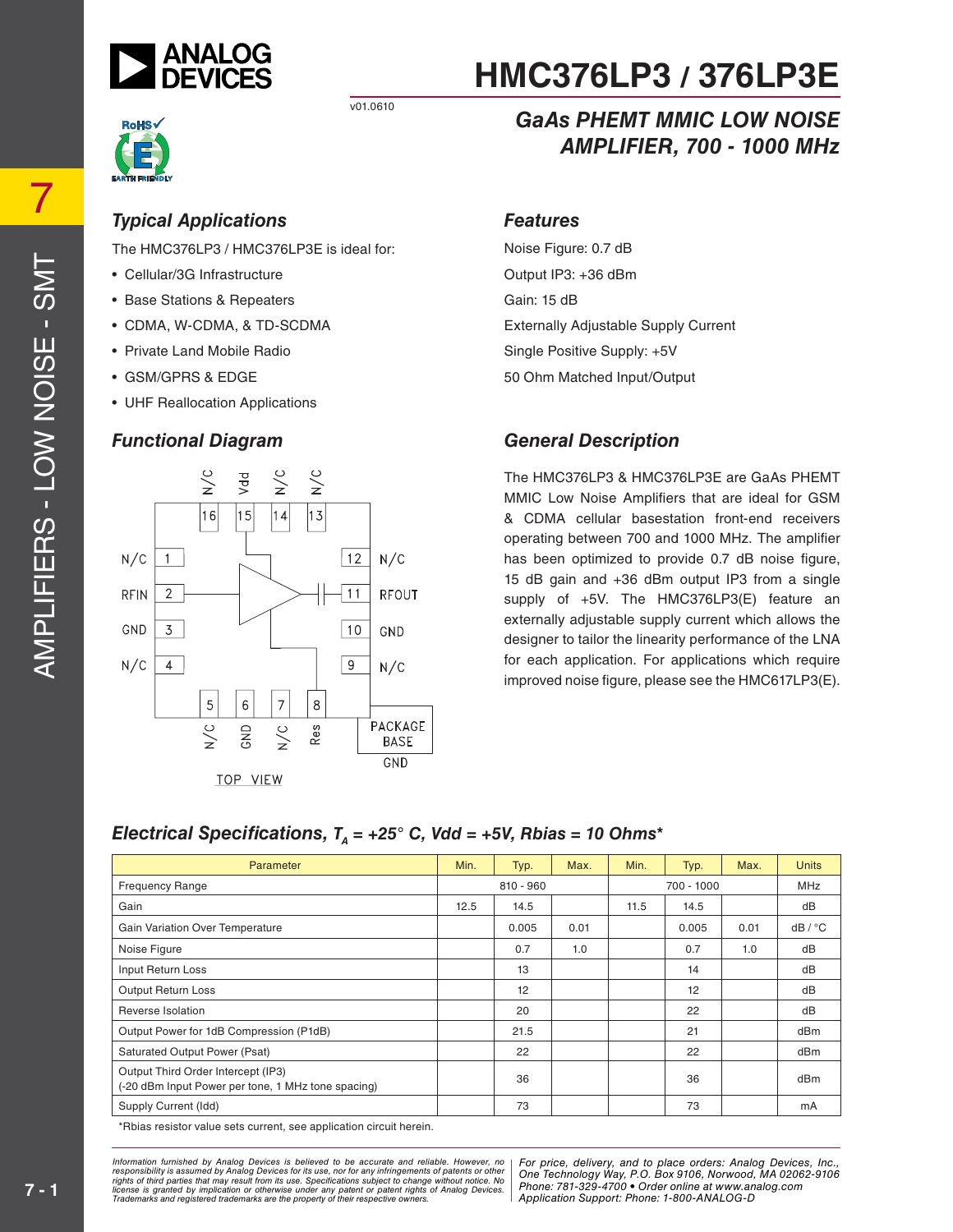# HMC376LP3 / 376LP3E

v01.0610

## GaAs PHEMT MMIC LOW NOISE AMPLIFIER, 700 - 1000 MHz

### Typical Applications

The HMC376LP3 / HMC376LP3E is ideal for:

- Cellular/3G Infrastructure
- Base Stations & Repeaters
- CDMA, W-CDMA, & TD-SCDMA
- Private Land Mobile Radio
- GSM/GPRS & EDGE
- UHF Reallocation Applications

### Features

Noise Figure: 0.7 dB

Output IP3: +36 dBm

Gain: 15 dB

Externally Adjustable Supply Current

Single Positive Supply: +5V

50 Ohm Matched Input/Output

### Functional Diagram

TOP VIEW

| Pin | Function |
|---|---|
| 1 | N/C |
| 2 | RFIN |
| 3 | GND |
| 4 | N/C |
| 5 | N/C |
| 6 | GND |
| 7 | N/C |
| 8 | Res |
| 9 | N/C |
| 10 | GND |
| 11 | RFOUT |
| 12 | N/C |
| 13 | N/C |
| 14 | N/C |
| 15 | Vdd |
| 16 | N/C |
| PACKAGE BASE | GND |

### General Description

The HMC376LP3 & HMC376LP3E are GaAs PHEMT MMIC Low Noise Amplifiers that are ideal for GSM & CDMA cellular basestation front-end receivers operating between 700 and 1000 MHz. The amplifier has been optimized to provide 0.7 dB noise figure, 15 dB gain and +36 dBm output IP3 from a single supply of +5V. The HMC376LP3(E) feature an externally adjustable supply current which allows the designer to tailor the linearity performance of the LNA for each application. For applications which require improved noise figure, please see the HMC617LP3(E).

### Electrical Specifications, $T_A$ = +25° C, Vdd = +5V, Rbias = 10 Ohms*

| Parameter | Min. | Typ. | Max. | Min. | Typ. | Max. | Units |
|---|---|---|---|---|---|---|---|
| Frequency Range | | 810 - 960 | | | 700 - 1000 | | MHz |
| Gain | 12.5 | 14.5 | | 11.5 | 14.5 | | dB |
| Gain Variation Over Temperature | | 0.005 | 0.01 | | 0.005 | 0.01 | dB / °C |
| Noise Figure | | 0.7 | 1.0 | | 0.7 | 1.0 | dB |
| Input Return Loss | | 13 | | | 14 | | dB |
| Output Return Loss | | 12 | | | 12 | | dB |
| Reverse Isolation | | 20 | | | 22 | | dB |
| Output Power for 1dB Compression (P1dB) | | 21.5 | | | 21 | | dBm |
| Saturated Output Power (Psat) | | 22 | | | 22 | | dBm |
| Output Third Order Intercept (IP3) (-20 dBm Input Power per tone, 1 MHz tone spacing) | | 36 | | | 36 | | dBm |
| Supply Current (Idd) | | 73 | | | 73 | | mA |

*Rbias resistor value sets current, see application circuit herein.

*Information furnished by Analog Devices is believed to be accurate and reliable. However, no responsibility is assumed by Analog Devices for its use, nor for any infringements of patents or other rights of third parties that may result from its use. Specifications subject to change without notice. No license is granted by implication or otherwise under any patent or patent rights of Analog Devices. Trademarks and registered trademarks are the property of their respective owners.*

*For price, delivery, and to place orders: Analog Devices, Inc., One Technology Way, P.O. Box 9106, Norwood, MA 02062-9106 Phone: 781-329-4700 • Order online at www.analog.com Application Support: Phone: 1-800-ANALOG-D*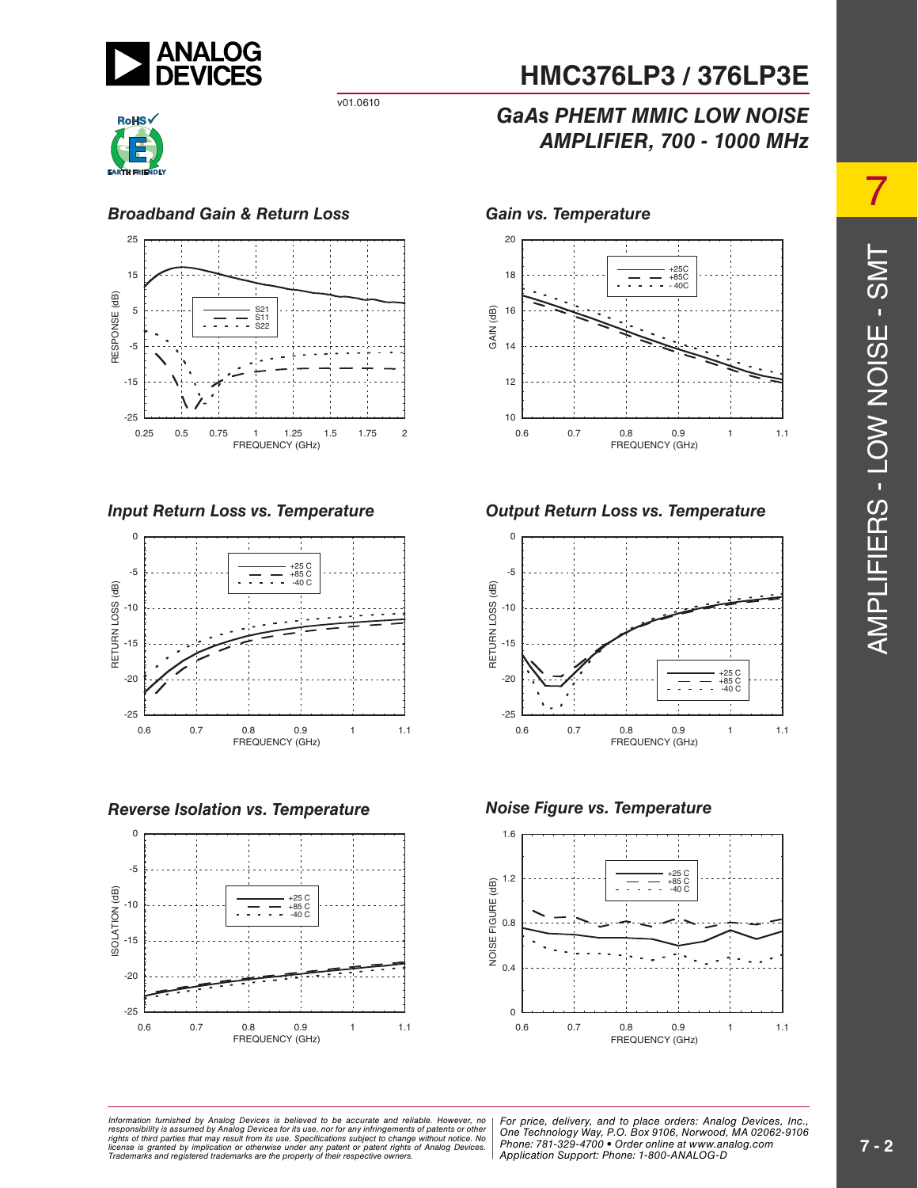# HMC376LP3 / 376LP3E

v01.0610

## GaAs PHEMT MMIC LOW NOISE AMPLIFIER, 700 - 1000 MHz

### Broadband Gain & Return Loss

### Gain vs. Temperature

### Input Return Loss vs. Temperature

### Output Return Loss vs. Temperature

### Reverse Isolation vs. Temperature

### Noise Figure vs. Temperature

*Information furnished by Analog Devices is believed to be accurate and reliable. However, no responsibility is assumed by Analog Devices for its use, nor for any infringements of patents or other rights of third parties that may result from its use. Specifications subject to change without notice. No license is granted by implication or otherwise under any patent or patent rights of Analog Devices. Trademarks and registered trademarks are the property of their respective owners.*

*For price, delivery, and to place orders: Analog Devices, Inc., One Technology Way, P.O. Box 9106, Norwood, MA 02062-9106 Phone: 781-329-4700 • Order online at www.analog.com Application Support: Phone: 1-800-ANALOG-D*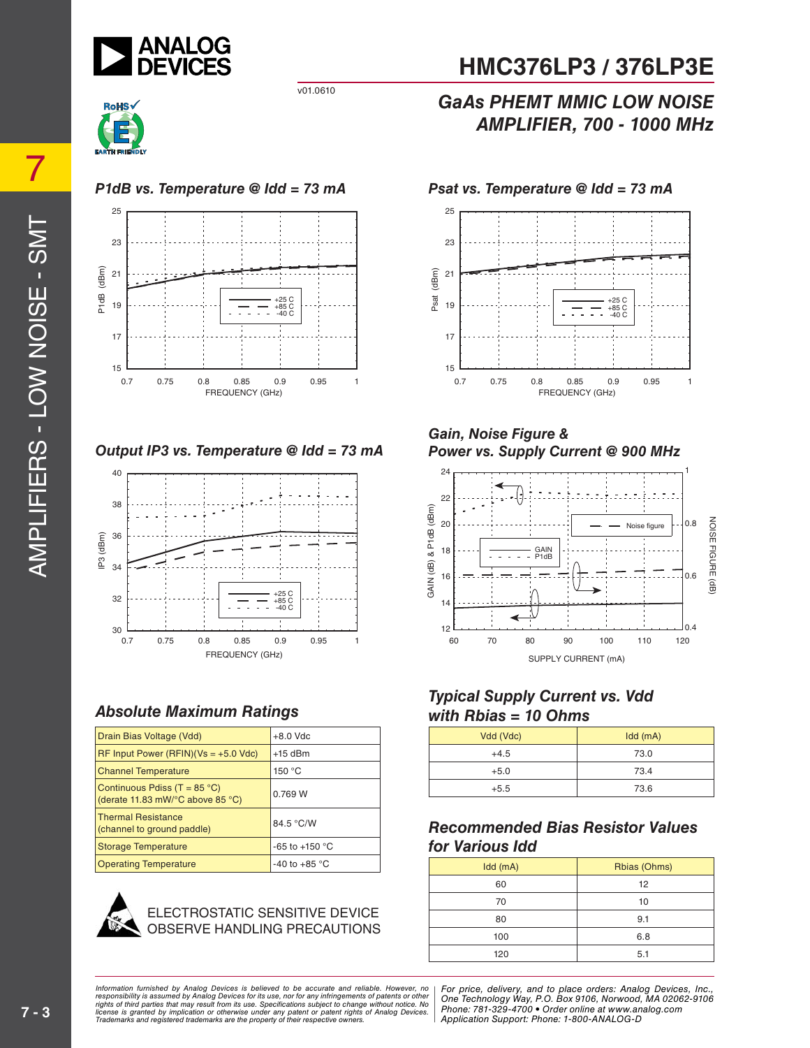## P1dB vs. Temperature @ Idd = 73 mA

## Psat vs. Temperature @ Idd = 73 mA

## Output IP3 vs. Temperature @ Idd = 73 mA

## Gain, Noise Figure & Power vs. Supply Current @ 900 MHz

## Absolute Maximum Ratings

| | |
|---|---|
| Drain Bias Voltage (Vdd) | +8.0 Vdc |
| RF Input Power (RFIN)(Vs = +5.0 Vdc) | +15 dBm |
| Channel Temperature | 150 °C |
| Continuous Pdiss (T = 85 °C) (derate 11.83 mW/°C above 85 °C) | 0.769 W |
| Thermal Resistance (channel to ground paddle) | 84.5 °C/W |
| Storage Temperature | -65 to +150 °C |
| Operating Temperature | -40 to +85 °C |

ELECTROSTATIC SENSITIVE DEVICE
OBSERVE HANDLING PRECAUTIONS

## Typical Supply Current vs. Vdd with Rbias = 10 Ohms

| Vdd (Vdc) | Idd (mA) |
|---|---|
| +4.5 | 73.0 |
| +5.0 | 73.4 |
| +5.5 | 73.6 |

## Recommended Bias Resistor Values for Various Idd

| Idd (mA) | Rbias (Ohms) |
|---|---|
| 60 | 12 |
| 70 | 10 |
| 80 | 9.1 |
| 100 | 6.8 |
| 120 | 5.1 |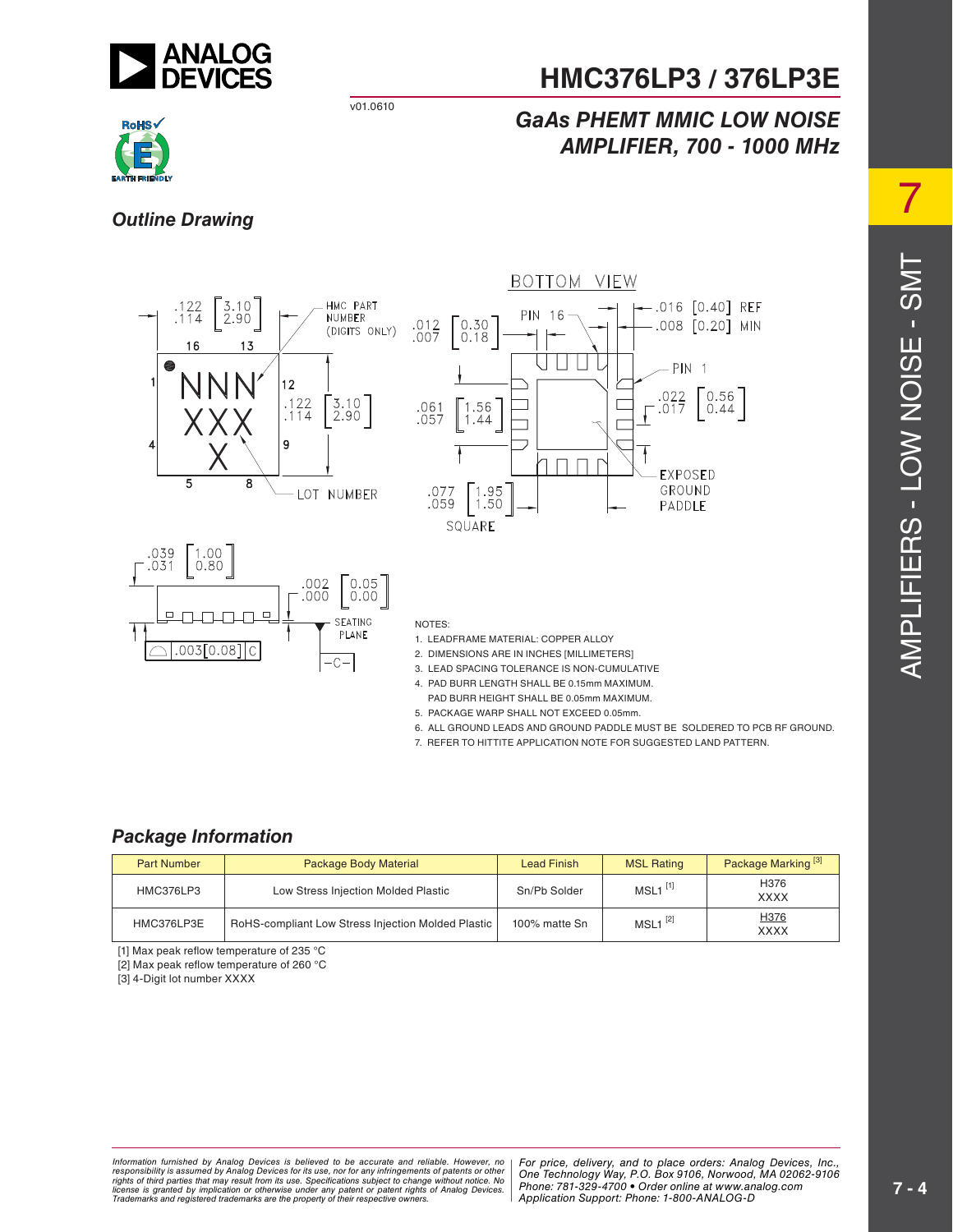## Outline Drawing

NOTES:

1. LEADFRAME MATERIAL: COPPER ALLOY
2. DIMENSIONS ARE IN INCHES [MILLIMETERS]
3. LEAD SPACING TOLERANCE IS NON-CUMULATIVE
4. PAD BURR LENGTH SHALL BE 0.15mm MAXIMUM. PAD BURR HEIGHT SHALL BE 0.05mm MAXIMUM.
5. PACKAGE WARP SHALL NOT EXCEED 0.05mm.
6. ALL GROUND LEADS AND GROUND PADDLE MUST BE SOLDERED TO PCB RF GROUND.
7. REFER TO HITTITE APPLICATION NOTE FOR SUGGESTED LAND PATTERN.

## Package Information

| Part Number | Package Body Material | Lead Finish | MSL Rating | Package Marking [3] |
|---|---|---|---|---|
| HMC376LP3 | Low Stress Injection Molded Plastic | Sn/Pb Solder | MSL1 [1] | H376<br>XXXX |
| HMC376LP3E | RoHS-compliant Low Stress Injection Molded Plastic | 100% matte Sn | MSL1 [2] | H376<br>XXXX |

[1] Max peak reflow temperature of 235 °C

[2] Max peak reflow temperature of 260 °C

[3] 4-Digit lot number XXXX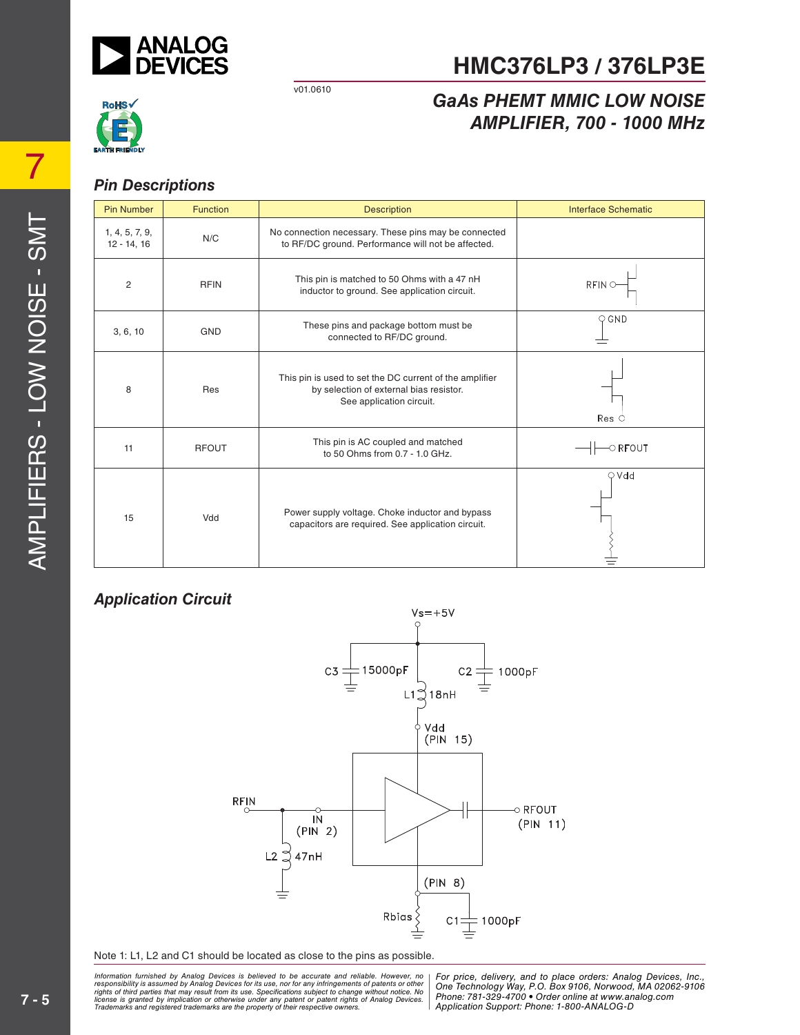# HMC376LP3 / 376LP3E

v01.0610

## GaAs PHEMT MMIC LOW NOISE AMPLIFIER, 700 - 1000 MHz

### Pin Descriptions

| Pin Number | Function | Description | Interface Schematic |
|---|---|---|---|
| 1, 4, 5, 7, 9, 12 - 14, 16 | N/C | No connection necessary. These pins may be connected to RF/DC ground. Performance will not be affected. | |
| 2 | RFIN | This pin is matched to 50 Ohms with a 47 nH inductor to ground. See application circuit. | |
| 3, 6, 10 | GND | These pins and package bottom must be connected to RF/DC ground. | |
| 8 | Res | This pin is used to set the DC current of the amplifier by selection of external bias resistor. See application circuit. | |
| 11 | RFOUT | This pin is AC coupled and matched to 50 Ohms from 0.7 - 1.0 GHz. | |
| 15 | Vdd | Power supply voltage. Choke inductor and bypass capacitors are required. See application circuit. | |

### Application Circuit

Note 1: L1, L2 and C1 should be located as close to the pins as possible.

Information furnished by Analog Devices is believed to be accurate and reliable. However, no responsibility is assumed by Analog Devices for its use, nor for any infringements of patents or other rights of third parties that may result from its use. Specifications subject to change without notice. No license is granted by implication or otherwise under any patent or patent rights of Analog Devices. Trademarks and registered trademarks are the property of their respective owners.

For price, delivery, and to place orders: Analog Devices, Inc., One Technology Way, P.O. Box 9106, Norwood, MA 02062-9106
Phone: 781-329-4700 • Order online at www.analog.com
Application Support: Phone: 1-800-ANALOG-D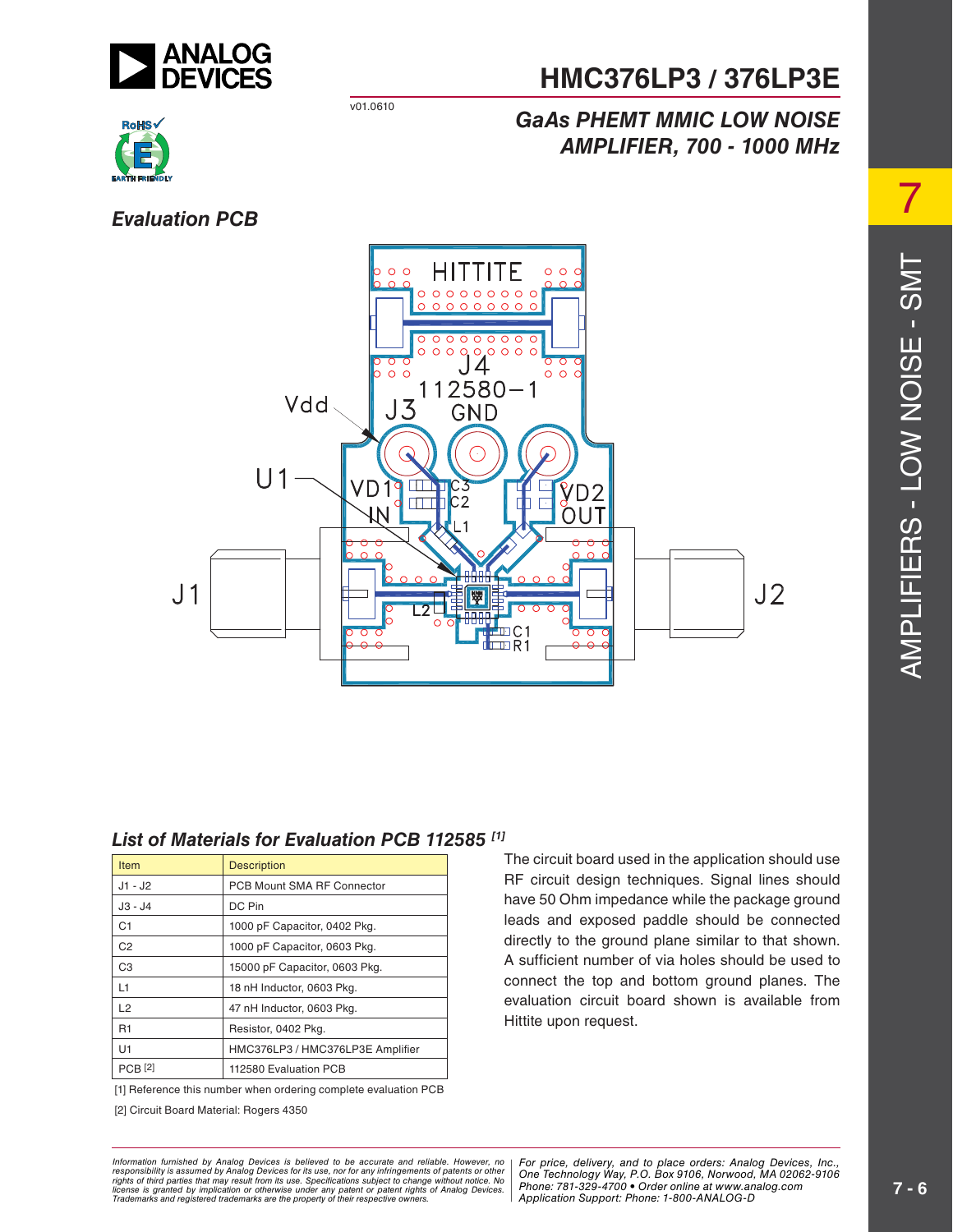# HMC376LP3 / 376LP3E

v01.0610

## GaAs PHEMT MMIC LOW NOISE AMPLIFIER, 700 - 1000 MHz

## Evaluation PCB

HITTITE
J4
112580−1
GND
Vdd
J3
U1
VD1
IN
C3
C2
L1
VD2
OUT
J1
J2
L2
C1
R1

## List of Materials for Evaluation PCB 112585 [1]

| Item | Description |
|---|---|
| J1 - J2 | PCB Mount SMA RF Connector |
| J3 - J4 | DC Pin |
| C1 | 1000 pF Capacitor, 0402 Pkg. |
| C2 | 1000 pF Capacitor, 0603 Pkg. |
| C3 | 15000 pF Capacitor, 0603 Pkg. |
| L1 | 18 nH Inductor, 0603 Pkg. |
| L2 | 47 nH Inductor, 0603 Pkg. |
| R1 | Resistor, 0402 Pkg. |
| U1 | HMC376LP3 / HMC376LP3E Amplifier |
| PCB [2] | 112580 Evaluation PCB |

[1] Reference this number when ordering complete evaluation PCB

[2] Circuit Board Material: Rogers 4350

The circuit board used in the application should use RF circuit design techniques. Signal lines should have 50 Ohm impedance while the package ground leads and exposed paddle should be connected directly to the ground plane similar to that shown. A sufficient number of via holes should be used to connect the top and bottom ground planes. The evaluation circuit board shown is available from Hittite upon request.

*Information furnished by Analog Devices is believed to be accurate and reliable. However, no responsibility is assumed by Analog Devices for its use, nor for any infringements of patents or other rights of third parties that may result from its use. Specifications subject to change without notice. No license is granted by implication or otherwise under any patent or patent rights of Analog Devices. Trademarks and registered trademarks are the property of their respective owners.*

*For price, delivery, and to place orders: Analog Devices, Inc., One Technology Way, P.O. Box 9106, Norwood, MA 02062-9106 Phone: 781-329-4700 • Order online at www.analog.com Application Support: Phone: 1-800-ANALOG-D*